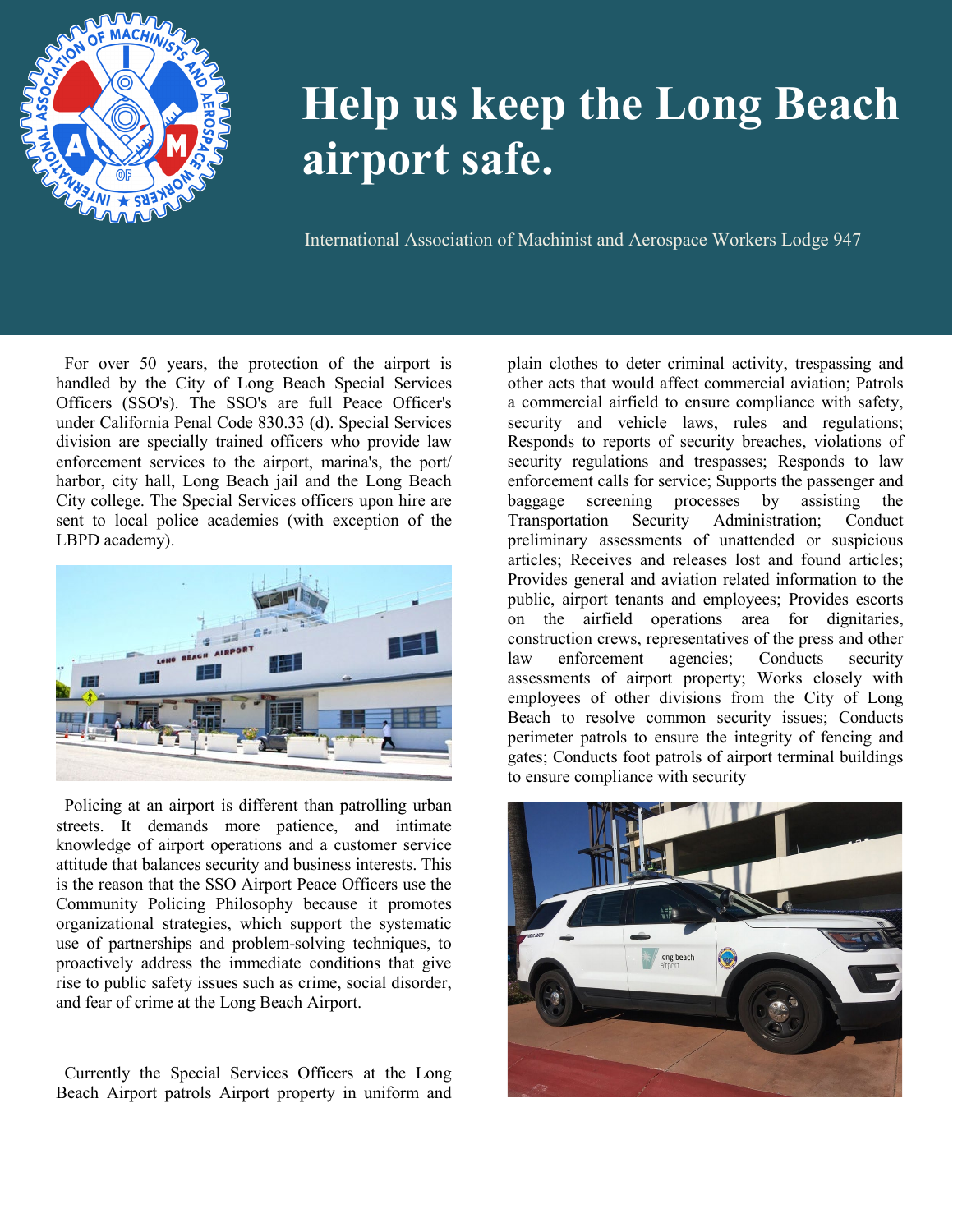# Help us keep the Long Beach airport safe.

International Association of Machinist and Aerospace Workers Lodge 947

For over 50 years, the protection of the airport is handled by the City of Long Beach Special Services Officers (SSO's). The SSO's are full Peace Officer's under California Penal Code 830.33 (d). Special Services division are specially trained officers who provide law enforcement services to the airport, marina's, the port/ harbor, city hall, Long Beach jail and the Long Beach City college. The Special Services officers upon hire are sent to local police academies (with exception of the LBPD academy).

Policing at an airport is different than patrolling urban streets. It demands more patience, and intimate knowledge of airport operations and a customer service attitude that balances security and business interests. This is the reason that the SSO Airport Peace Officers use the Community Policing Philosophy because it promotes organizational strategies, which support the systematic use of partnerships and problem-solving techniques, to proactively address the immediate conditions that give rise to public safety issues such as crime, social disorder, and fear of crime at the Long Beach Airport.

Currently the Special Services Officers at the Long Beach Airport patrols Airport property in uniform and plain clothes to deter criminal activity, trespassing and other acts that would affect commercial aviation; Patrols a commercial airfield to ensure compliance with safety, security and vehicle laws, rules and regulations; Responds to reports of security breaches, violations of security regulations and trespasses; Responds to law enforcement calls for service; Supports the passenger and baggage screening processes by assisting the Transportation Security Administration; Conduct preliminary assessments of unattended or suspicious articles; Receives and releases lost and found articles; Provides general and aviation related information to the public, airport tenants and employees; Provides escorts on the airfield operations area for dignitaries, construction crews, representatives of the press and other law enforcement agencies; Conducts security assessments of airport property; Works closely with employees of other divisions from the City of Long Beach to resolve common security issues; Conducts perimeter patrols to ensure the integrity of fencing and gates; Conducts foot patrols of airport terminal buildings to ensure compliance with security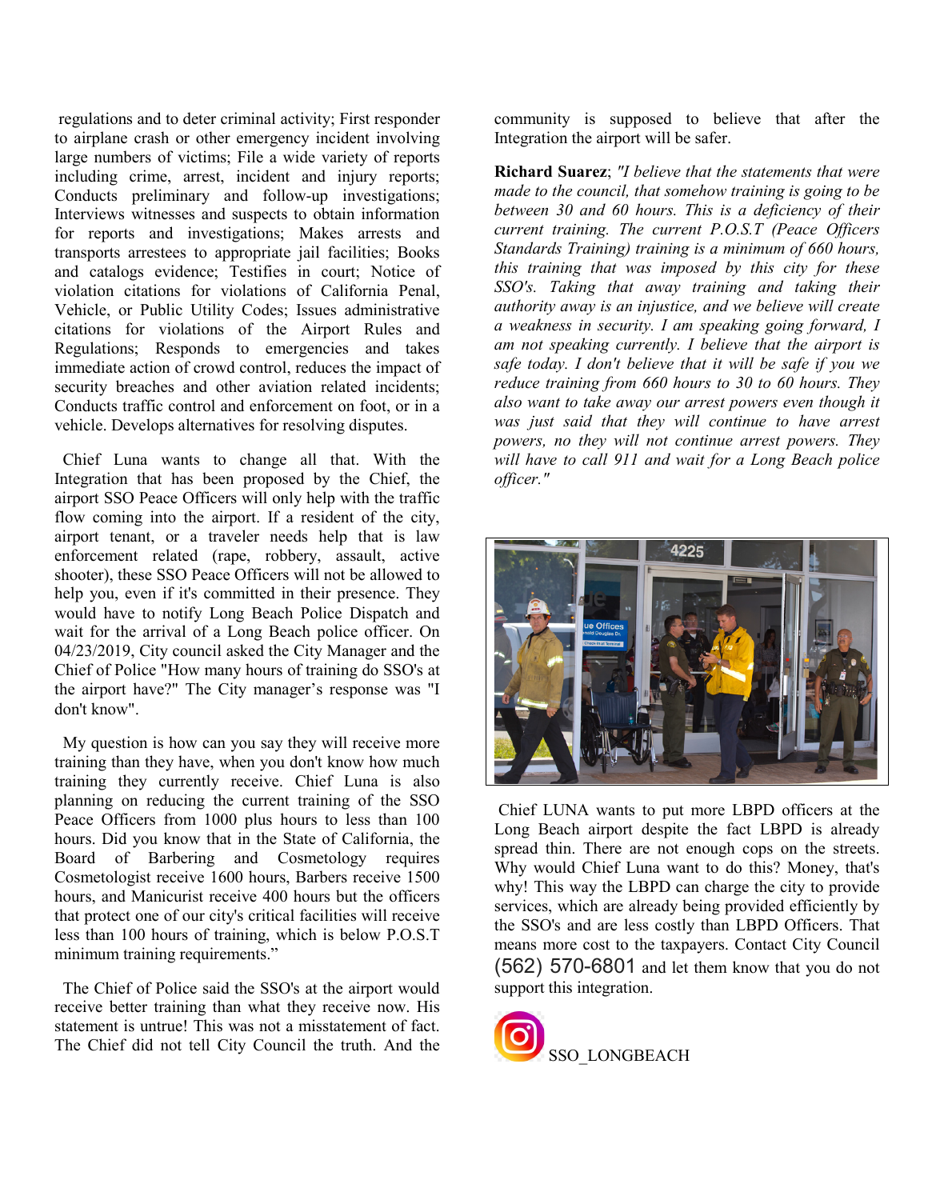regulations and to deter criminal activity; First responder to airplane crash or other emergency incident involving large numbers of victims; File a wide variety of reports including crime, arrest, incident and injury reports; Conducts preliminary and follow-up investigations; Interviews witnesses and suspects to obtain information for reports and investigations; Makes arrests and transports arrestees to appropriate jail facilities; Books and catalogs evidence; Testifies in court; Notice of violation citations for violations of California Penal, Vehicle, or Public Utility Codes; Issues administrative citations for violations of the Airport Rules and Regulations; Responds to emergencies and takes immediate action of crowd control, reduces the impact of security breaches and other aviation related incidents; Conducts traffic control and enforcement on foot, or in a vehicle. Develops alternatives for resolving disputes.

Chief Luna wants to change all that. With the Integration that has been proposed by the Chief, the airport SSO Peace Officers will only help with the traffic flow coming into the airport. If a resident of the city, airport tenant, or a traveler needs help that is law enforcement related (rape, robbery, assault, active shooter), these SSO Peace Officers will not be allowed to help you, even if it's committed in their presence. They would have to notify Long Beach Police Dispatch and wait for the arrival of a Long Beach police officer. On 04/23/2019, City council asked the City Manager and the Chief of Police "How many hours of training do SSO's at the airport have?" The City manager's response was "I don't know".

My question is how can you say they will receive more training than they have, when you don't know how much training they currently receive. Chief Luna is also planning on reducing the current training of the SSO Peace Officers from 1000 plus hours to less than 100 hours. Did you know that in the State of California, the Board of Barbering and Cosmetology requires Cosmetologist receive 1600 hours, Barbers receive 1500 hours, and Manicurist receive 400 hours but the officers that protect one of our city's critical facilities will receive less than 100 hours of training, which is below P.O.S.T minimum training requirements."

The Chief of Police said the SSO's at the airport would receive better training than what they receive now. His statement is untrue! This was not a misstatement of fact. The Chief did not tell City Council the truth. And the community is supposed to believe that after the Integration the airport will be safer.

**Richard Suarez**; *"I believe that the statements that were made to the council, that somehow training is going to be between 30 and 60 hours. This is a deficiency of their current training. The current P.O.S.T (Peace Officers Standards Training) training is a minimum of 660 hours, this training that was imposed by this city for these SSO's. Taking that away training and taking their authority away is an injustice, and we believe will create a weakness in security. I am speaking going forward, I am not speaking currently. I believe that the airport is safe today. I don't believe that it will be safe if you we reduce training from 660 hours to 30 to 60 hours. They also want to take away our arrest powers even though it was just said that they will continue to have arrest powers, no they will not continue arrest powers. They will have to call 911 and wait for a Long Beach police officer."*

Chief LUNA wants to put more LBPD officers at the Long Beach airport despite the fact LBPD is already spread thin. There are not enough cops on the streets. Why would Chief Luna want to do this? Money, that's why! This way the LBPD can charge the city to provide services, which are already being provided efficiently by the SSO's and are less costly than LBPD Officers. That means more cost to the taxpayers. Contact City Council (562) 570-6801 and let them know that you do not support this integration.

SSO_LONGBEACH